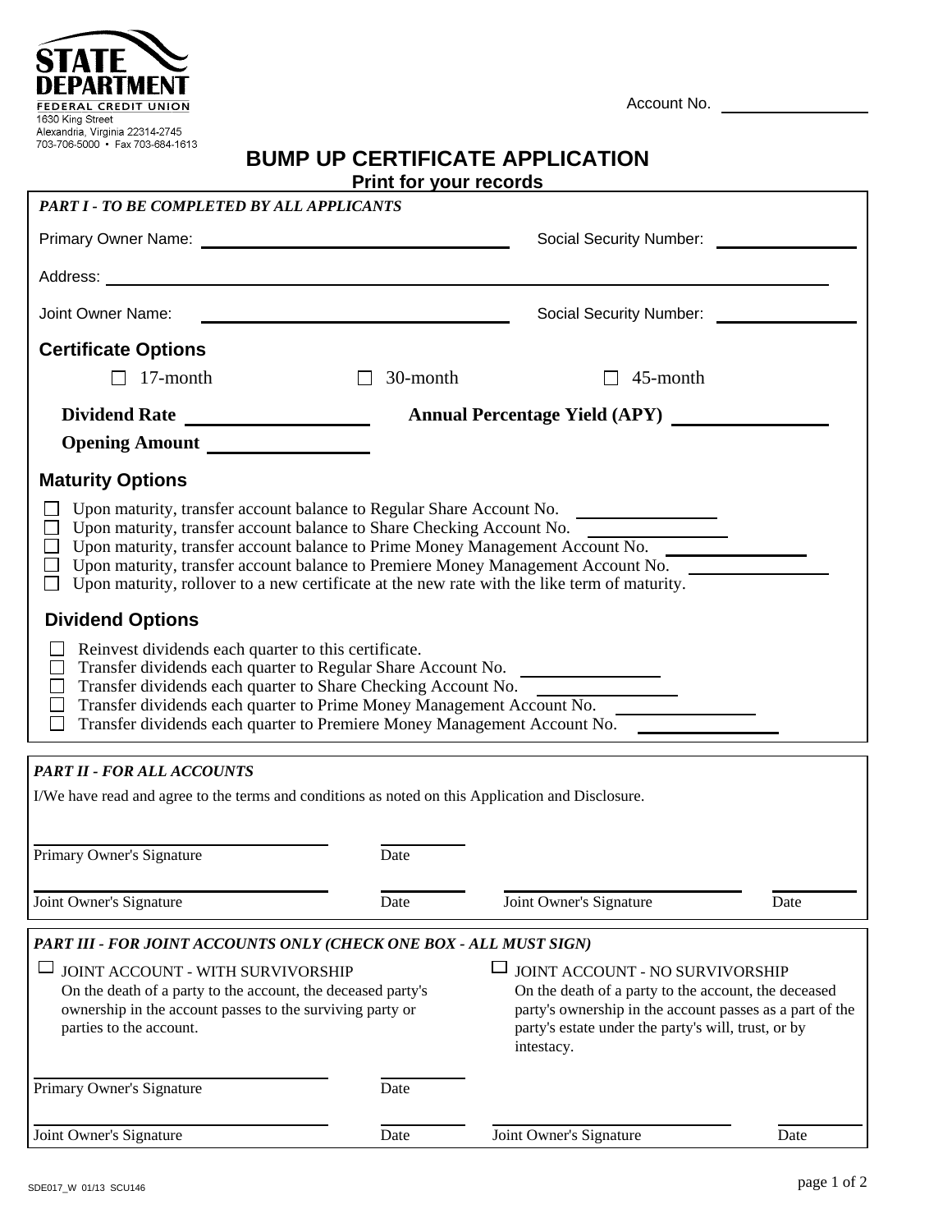STATE DEPARTMENT FEDERAL CREDIT UNION
1630 King Street
Alexandria, Virginia 22314-2745
703-706-5000 • Fax 703-684-1613

Account No. ________________

# BUMP UP CERTIFICATE APPLICATION

**Print for your records**

***PART I - TO BE COMPLETED BY ALL APPLICANTS***

Primary Owner Name: ______________________________ Social Security Number: ________________

Address: ____________________________________________________________________________

Joint Owner Name: ______________________________ Social Security Number: ________________

## Certificate Options

☐ 17-month ☐ 30-month ☐ 45-month

**Dividend Rate** ________________ **Annual Percentage Yield (APY)** ________________

**Opening Amount** ________________

## Maturity Options

☐ Upon maturity, transfer account balance to Regular Share Account No. ________________
☐ Upon maturity, transfer account balance to Share Checking Account No. ________________
☐ Upon maturity, transfer account balance to Prime Money Management Account No. ________________
☐ Upon maturity, transfer account balance to Premiere Money Management Account No. ________________
☐ Upon maturity, rollover to a new certificate at the new rate with the like term of maturity.

## Dividend Options

☐ Reinvest dividends each quarter to this certificate.
☐ Transfer dividends each quarter to Regular Share Account No. ________________
☐ Transfer dividends each quarter to Share Checking Account No. ________________
☐ Transfer dividends each quarter to Prime Money Management Account No. ________________
☐ Transfer dividends each quarter to Premiere Money Management Account No. ________________

***PART II - FOR ALL ACCOUNTS***

I/We have read and agree to the terms and conditions as noted on this Application and Disclosure.

______________________________ ________
Primary Owner's Signature Date

______________________________ ________ ______________________________ ________
Joint Owner's Signature Date Joint Owner's Signature Date

***PART III - FOR JOINT ACCOUNTS ONLY (CHECK ONE BOX - ALL MUST SIGN)***

☐ JOINT ACCOUNT - WITH SURVIVORSHIP
On the death of a party to the account, the deceased party's ownership in the account passes to the surviving party or parties to the account.

☐ JOINT ACCOUNT - NO SURVIVORSHIP
On the death of a party to the account, the deceased party's ownership in the account passes as a part of the party's estate under the party's will, trust, or by intestacy.

______________________________ ________
Primary Owner's Signature Date

______________________________ ________ ______________________________ ________
Joint Owner's Signature Date Joint Owner's Signature Date

SDE017_W 01/13 SCU146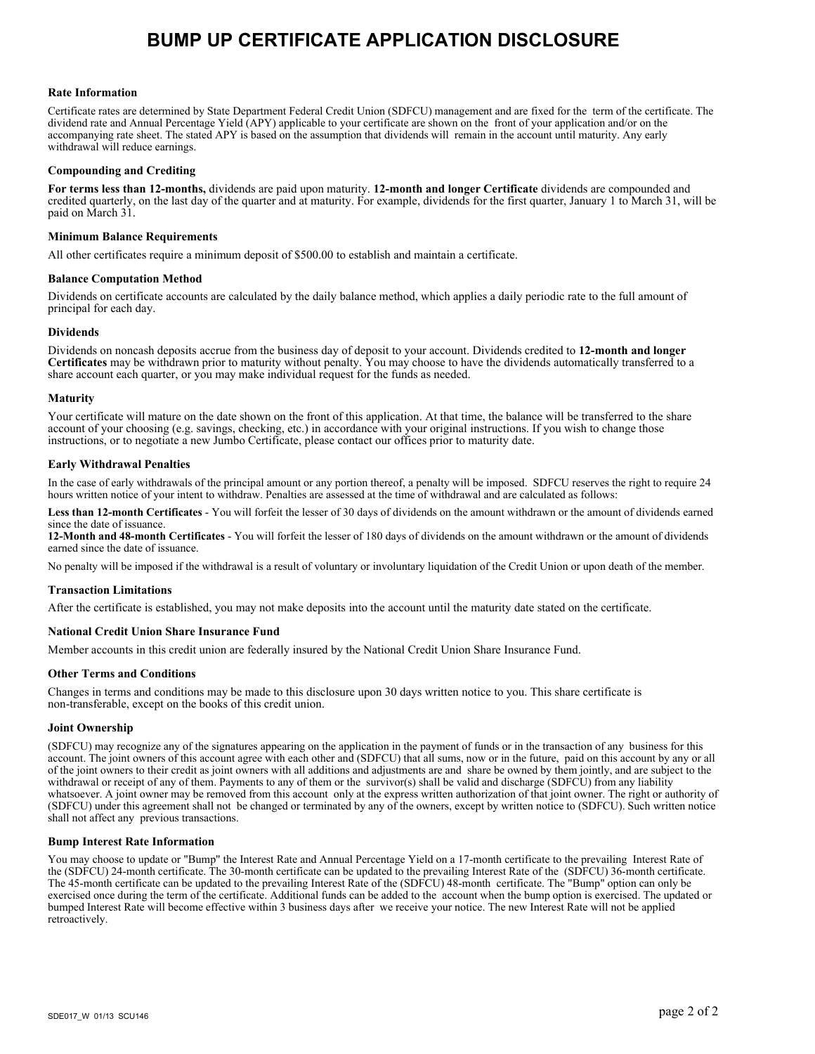# BUMP UP CERTIFICATE APPLICATION DISCLOSURE

### Rate Information

Certificate rates are determined by State Department Federal Credit Union (SDFCU) management and are fixed for the term of the certificate. The dividend rate and Annual Percentage Yield (APY) applicable to your certificate are shown on the front of your application and/or on the accompanying rate sheet. The stated APY is based on the assumption that dividends will remain in the account until maturity. Any early withdrawal will reduce earnings.

### Compounding and Crediting

**For terms less than 12-months,** dividends are paid upon maturity. **12-month and longer Certificate** dividends are compounded and credited quarterly, on the last day of the quarter and at maturity. For example, dividends for the first quarter, January 1 to March 31, will be paid on March 31.

### Minimum Balance Requirements

All other certificates require a minimum deposit of $500.00 to establish and maintain a certificate.

### Balance Computation Method

Dividends on certificate accounts are calculated by the daily balance method, which applies a daily periodic rate to the full amount of principal for each day.

### Dividends

Dividends on noncash deposits accrue from the business day of deposit to your account. Dividends credited to **12-month and longer Certificates** may be withdrawn prior to maturity without penalty. You may choose to have the dividends automatically transferred to a share account each quarter, or you may make individual request for the funds as needed.

### Maturity

Your certificate will mature on the date shown on the front of this application. At that time, the balance will be transferred to the share account of your choosing (e.g. savings, checking, etc.) in accordance with your original instructions. If you wish to change those instructions, or to negotiate a new Jumbo Certificate, please contact our offices prior to maturity date.

### Early Withdrawal Penalties

In the case of early withdrawals of the principal amount or any portion thereof, a penalty will be imposed. SDFCU reserves the right to require 24 hours written notice of your intent to withdraw. Penalties are assessed at the time of withdrawal and are calculated as follows:

**Less than 12-month Certificates** - You will forfeit the lesser of 30 days of dividends on the amount withdrawn or the amount of dividends earned since the date of issuance.
**12-Month and 48-month Certificates** - You will forfeit the lesser of 180 days of dividends on the amount withdrawn or the amount of dividends earned since the date of issuance.

No penalty will be imposed if the withdrawal is a result of voluntary or involuntary liquidation of the Credit Union or upon death of the member.

### Transaction Limitations

After the certificate is established, you may not make deposits into the account until the maturity date stated on the certificate.

### National Credit Union Share Insurance Fund

Member accounts in this credit union are federally insured by the National Credit Union Share Insurance Fund.

### Other Terms and Conditions

Changes in terms and conditions may be made to this disclosure upon 30 days written notice to you. This share certificate is non-transferable, except on the books of this credit union.

### Joint Ownership

(SDFCU) may recognize any of the signatures appearing on the application in the payment of funds or in the transaction of any business for this account. The joint owners of this account agree with each other and (SDFCU) that all sums, now or in the future, paid on this account by any or all of the joint owners to their credit as joint owners with all additions and adjustments are and share be owned by them jointly, and are subject to the withdrawal or receipt of any of them. Payments to any of them or the survivor(s) shall be valid and discharge (SDFCU) from any liability whatsoever. A joint owner may be removed from this account only at the express written authorization of that joint owner. The right or authority of (SDFCU) under this agreement shall not be changed or terminated by any of the owners, except by written notice to (SDFCU). Such written notice shall not affect any previous transactions.

### Bump Interest Rate Information

You may choose to update or "Bump" the Interest Rate and Annual Percentage Yield on a 17-month certificate to the prevailing Interest Rate of the (SDFCU) 24-month certificate. The 30-month certificate can be updated to the prevailing Interest Rate of the (SDFCU) 36-month certificate. The 45-month certificate can be updated to the prevailing Interest Rate of the (SDFCU) 48-month certificate. The "Bump" option can only be exercised once during the term of the certificate. Additional funds can be added to the account when the bump option is exercised. The updated or bumped Interest Rate will become effective within 3 business days after we receive your notice. The new Interest Rate will not be applied retroactively.

SDE017_W 01/13 SCU146